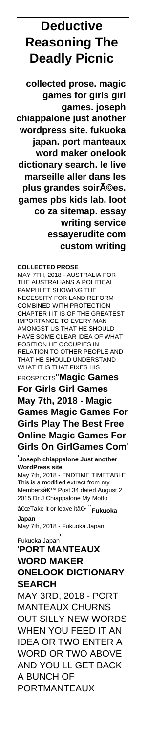# Deductive Reasoning The Deadly Picnic

**collected prose. magic games for girls girl games. joseph chiappalone just another wordpress site. fukuoka japan. port manteaux word maker onelook dictionary search. le live marseille aller dans les plus grandes soirÃ©es. games pbs kids lab. loot co za sitemap. essay writing service essayerudite com custom writing**

**COLLECTED PROSE**

MAY 7TH, 2018 - AUSTRALIA FOR THE AUSTRALIANS A POLITICAL PAMPHLET SHOWING THE NECESSITY FOR LAND REFORM COMBINED WITH PROTECTION CHAPTER I IT IS OF THE GREATEST IMPORTANCE TO EVERY MAN AMONGST US THAT HE SHOULD HAVE SOME CLEAR IDEA OF WHAT POSITION HE OCCUPIES IN RELATION TO OTHER PEOPLE AND THAT HE SHOULD UNDERSTAND WHAT IT IS THAT FIXES HIS PROSPECTS'

'**Magic Games For Girls Girl Games**

**May 7th, 2018 - Magic Games Magic Games For Girls Play The Best Free Online Magic Games For Girls On GirlGames Com**'

'**Joseph chiappalone Just another WordPress site**

May 7th, 2018 - ENDTIME TIMETABLE This is a modified extract from my Membersâ€™ Post 34 dated August 2 2015 Dr J Chiappalone My Motto â€œTake it or leave itâ€•''**Fukuoka Japan**

May 7th, 2018 - Fukuoka Japan Fukuoka Japan'

'**PORT MANTEAUX WORD MAKER ONELOOK DICTIONARY SEARCH**

MAY 3RD, 2018 - PORT MANTEAUX CHURNS OUT SILLY NEW WORDS WHEN YOU FEED IT AN IDEA OR TWO ENTER A WORD OR TWO ABOVE AND YOU LL GET BACK A BUNCH OF PORTMANTEAUX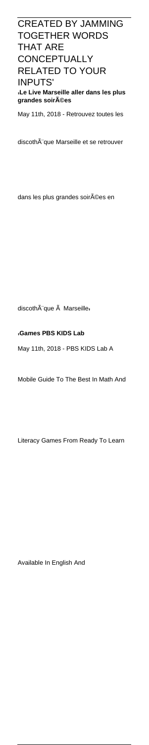CREATED BY JAMMING TOGETHER WORDS THAT ARE CONCEPTUALLY RELATED TO YOUR INPUTS'

'**Le Live Marseille aller dans les plus grandes soirÃ©es**

May 11th, 2018 - Retrouvez toutes les discothÃ¨que Marseille et se retrouver dans les plus grandes soirÃ©es en discothÃ¨que Ã  Marseille'

'**Games PBS KIDS Lab**

May 11th, 2018 - PBS KIDS Lab A Mobile Guide To The Best In Math And Literacy Games From Ready To Learn Available In English And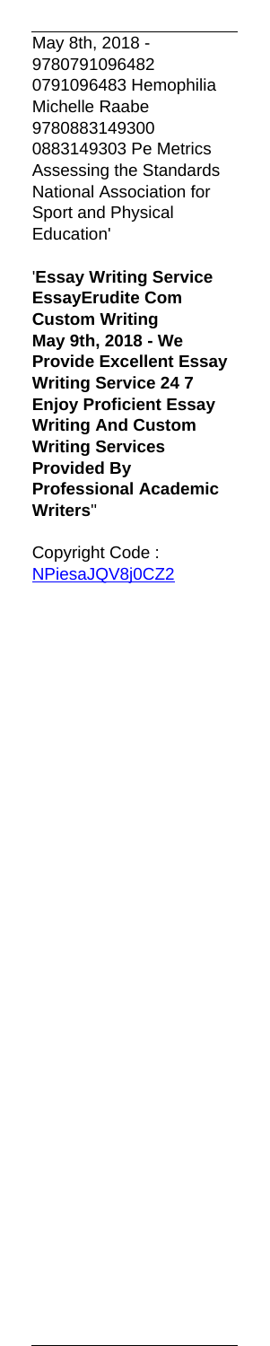May 8th, 2018 - 9780791096482 0791096483 Hemophilia Michelle Raabe 9780883149300 0883149303 Pe Metrics Assessing the Standards National Association for Sport and Physical Education'

'**Essay Writing Service EssayErudite Com Custom Writing May 9th, 2018 - We Provide Excellent Essay Writing Service 24 7 Enjoy Proficient Essay Writing And Custom Writing Services Provided By Professional Academic Writers**''

Copyright Code : NPiesaJQV8j0CZ2